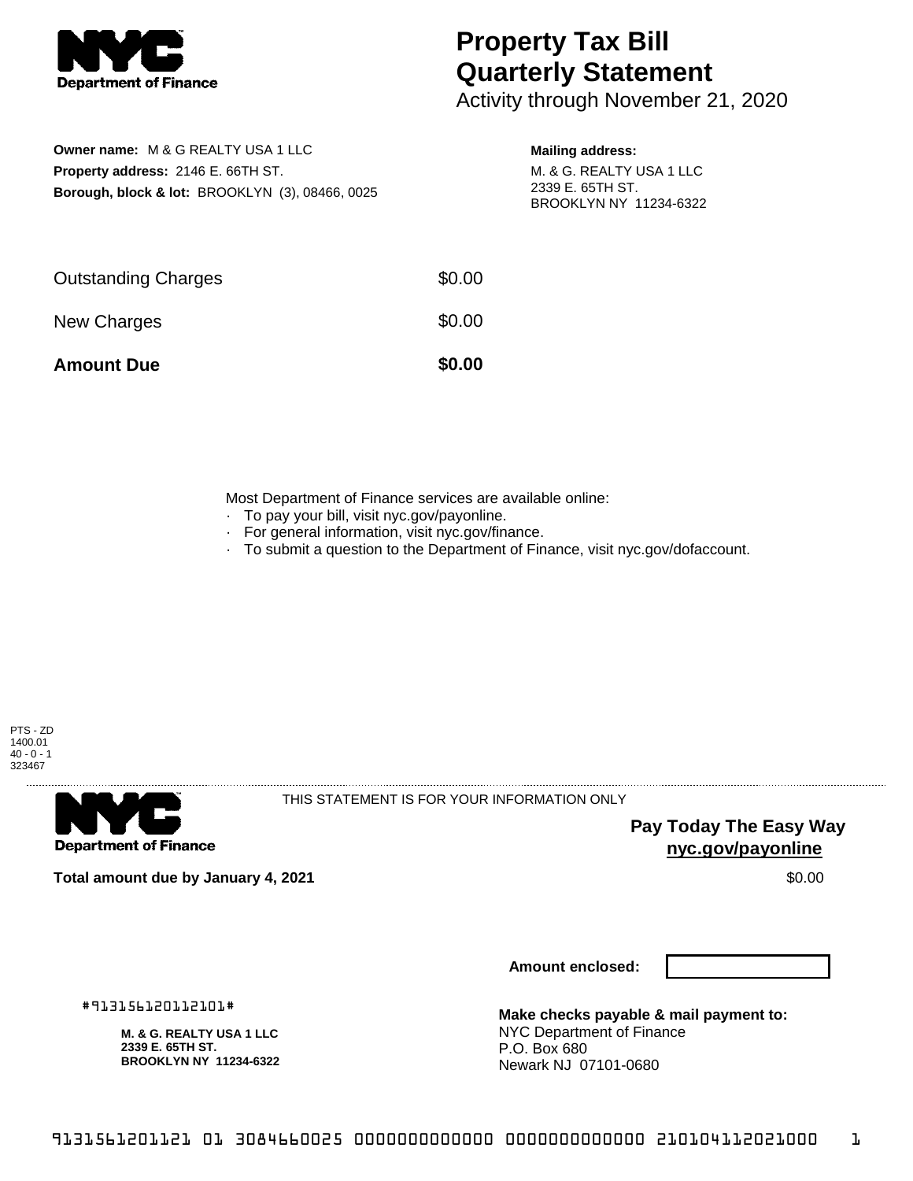# Property Tax Bill Quarterly Statement

Activity through November 21, 2020

**Owner name:** M & G REALTY USA 1 LLC
**Property address:** 2146 E. 66TH ST.
**Borough, block & lot:** BROOKLYN (3), 08466, 0025

**Mailing address:**
M. & G. REALTY USA 1 LLC
2339 E. 65TH ST.
BROOKLYN NY 11234-6322

| | |
|---|---|
| Outstanding Charges | $0.00 |
| New Charges | $0.00 |
| **Amount Due** | **$0.00** |

Most Department of Finance services are available online:

- To pay your bill, visit nyc.gov/payonline.
- For general information, visit nyc.gov/finance.
- To submit a question to the Department of Finance, visit nyc.gov/dofaccount.

PTS - ZD
1400.01
40 - 0 - 1
323467

THIS STATEMENT IS FOR YOUR INFORMATION ONLY

**Pay Today The Easy Way**
**nyc.gov/payonline**

**Total amount due by January 4, 2021** $0.00

**Amount enclosed:**

#913156120112101#

**M. & G. REALTY USA 1 LLC**
**2339 E. 65TH ST.**
**BROOKLYN NY 11234-6322**

**Make checks payable & mail payment to:**
NYC Department of Finance
P.O. Box 680
Newark NJ 07101-0680

9131561201121 01 3084660025 0000000000000 0000000000000 210104112021000 1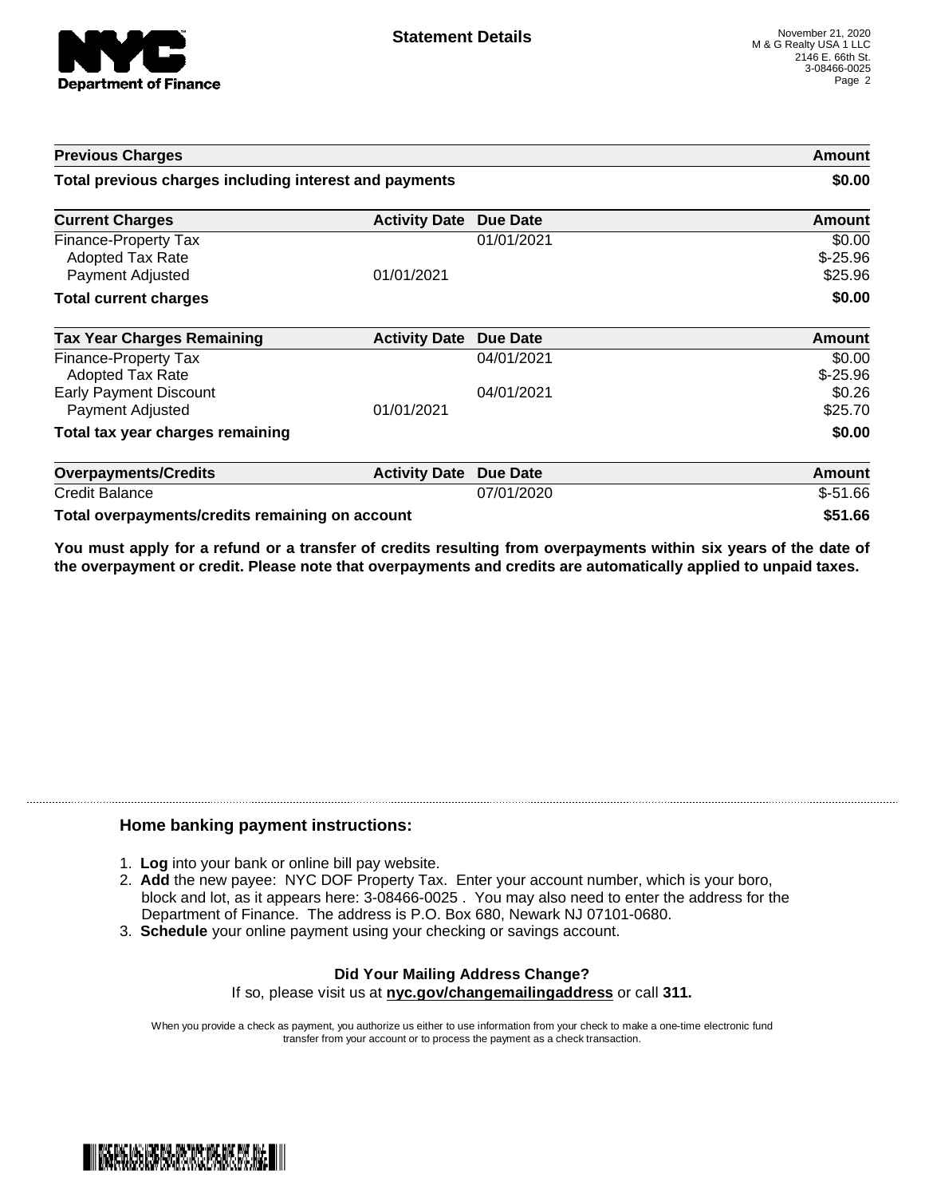**Statement Details**

November 21, 2020
M & G Realty USA 1 LLC
2146 E. 66th St.
3-08466-0025

| Previous Charges | | | Amount |
|---|---|---|---|
| **Total previous charges including interest and payments** | | | **$0.00** |

| Current Charges | Activity Date | Due Date | Amount |
|---|---|---|---|
| Finance-Property Tax | | 01/01/2021 | $0.00 |
| Adopted Tax Rate | | | $-25.96 |
| Payment Adjusted | 01/01/2021 | | $25.96 |
| **Total current charges** | | | **$0.00** |

| Tax Year Charges Remaining | Activity Date | Due Date | Amount |
|---|---|---|---|
| Finance-Property Tax | | 04/01/2021 | $0.00 |
| Adopted Tax Rate | | | $-25.96 |
| Early Payment Discount | | 04/01/2021 | $0.26 |
| Payment Adjusted | 01/01/2021 | | $25.70 |
| **Total tax year charges remaining** | | | **$0.00** |

| Overpayments/Credits | Activity Date | Due Date | Amount |
|---|---|---|---|
| Credit Balance | | 07/01/2020 | $-51.66 |
| **Total overpayments/credits remaining on account** | | | **$51.66** |

**You must apply for a refund or a transfer of credits resulting from overpayments within six years of the date of the overpayment or credit. Please note that overpayments and credits are automatically applied to unpaid taxes.**

### Home banking payment instructions:

1. **Log** into your bank or online bill pay website.
2. **Add** the new payee: NYC DOF Property Tax. Enter your account number, which is your boro, block and lot, as it appears here: 3-08466-0025 . You may also need to enter the address for the Department of Finance. The address is P.O. Box 680, Newark NJ 07101-0680.
3. **Schedule** your online payment using your checking or savings account.

**Did Your Mailing Address Change?**

If so, please visit us at **nyc.gov/changemailingaddress** or call **311.**

When you provide a check as payment, you authorize us either to use information from your check to make a one-time electronic fund transfer from your account or to process the payment as a check transaction.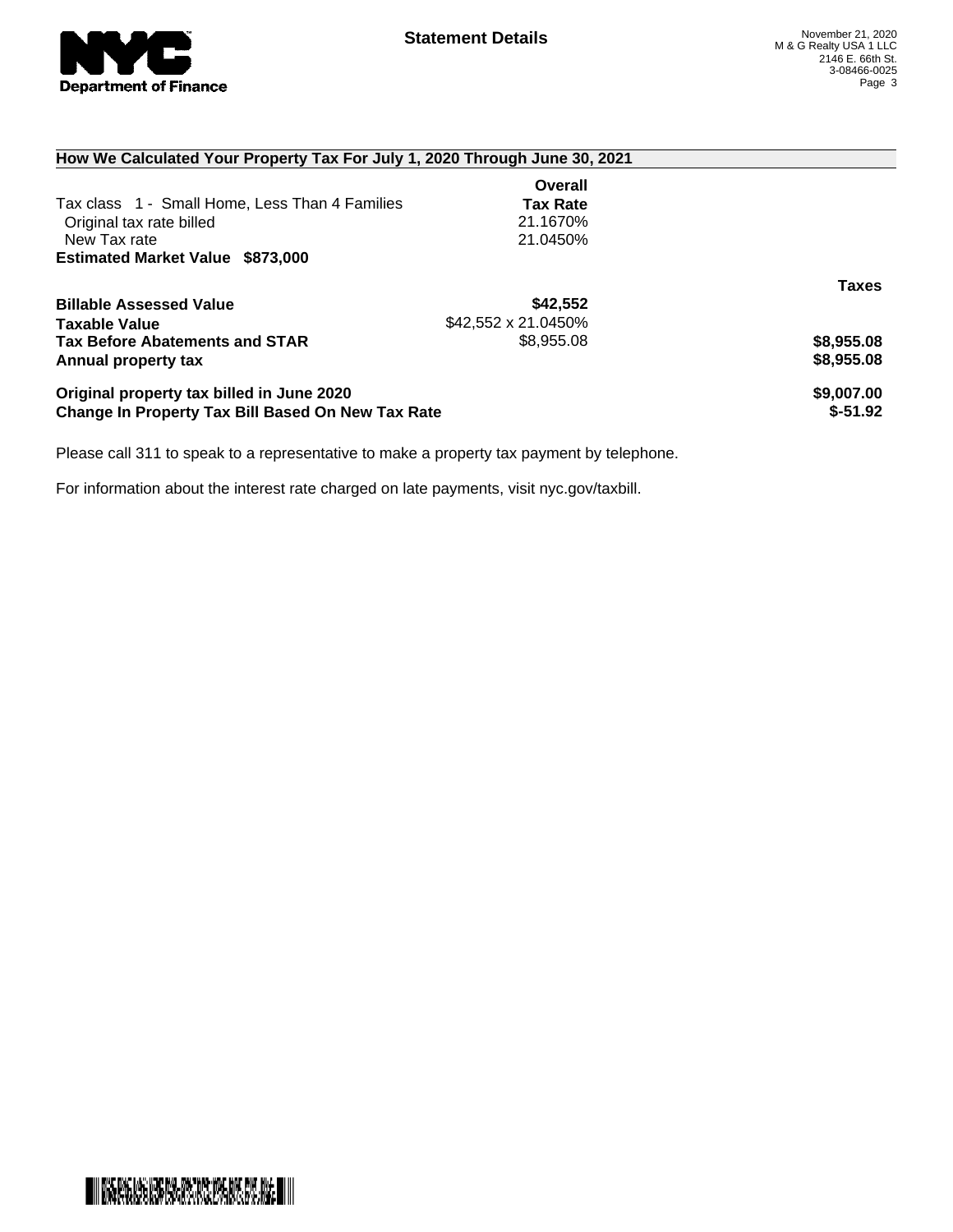**Statement Details**

November 21, 2020
M & G Realty USA 1 LLC
2146 E. 66th St.
3-08466-0025

## How We Calculated Your Property Tax For July 1, 2020 Through June 30, 2021

| | Overall Tax Rate | |
|---|---|---|
| Tax class 1 - Small Home, Less Than 4 Families | | |
| Original tax rate billed | 21.1670% | |
| New Tax rate | 21.0450% | |
| **Estimated Market Value $873,000** | | |
| | | **Taxes** |
| **Billable Assessed Value** | **$42,552** | |
| **Taxable Value** | $42,552 x 21.0450% | |
| **Tax Before Abatements and STAR** | $8,955.08 | **$8,955.08** |
| **Annual property tax** | | **$8,955.08** |
| **Original property tax billed in June 2020** | | **$9,007.00** |
| **Change In Property Tax Bill Based On New Tax Rate** | | **$-51.92** |

Please call 311 to speak to a representative to make a property tax payment by telephone.

For information about the interest rate charged on late payments, visit nyc.gov/taxbill.